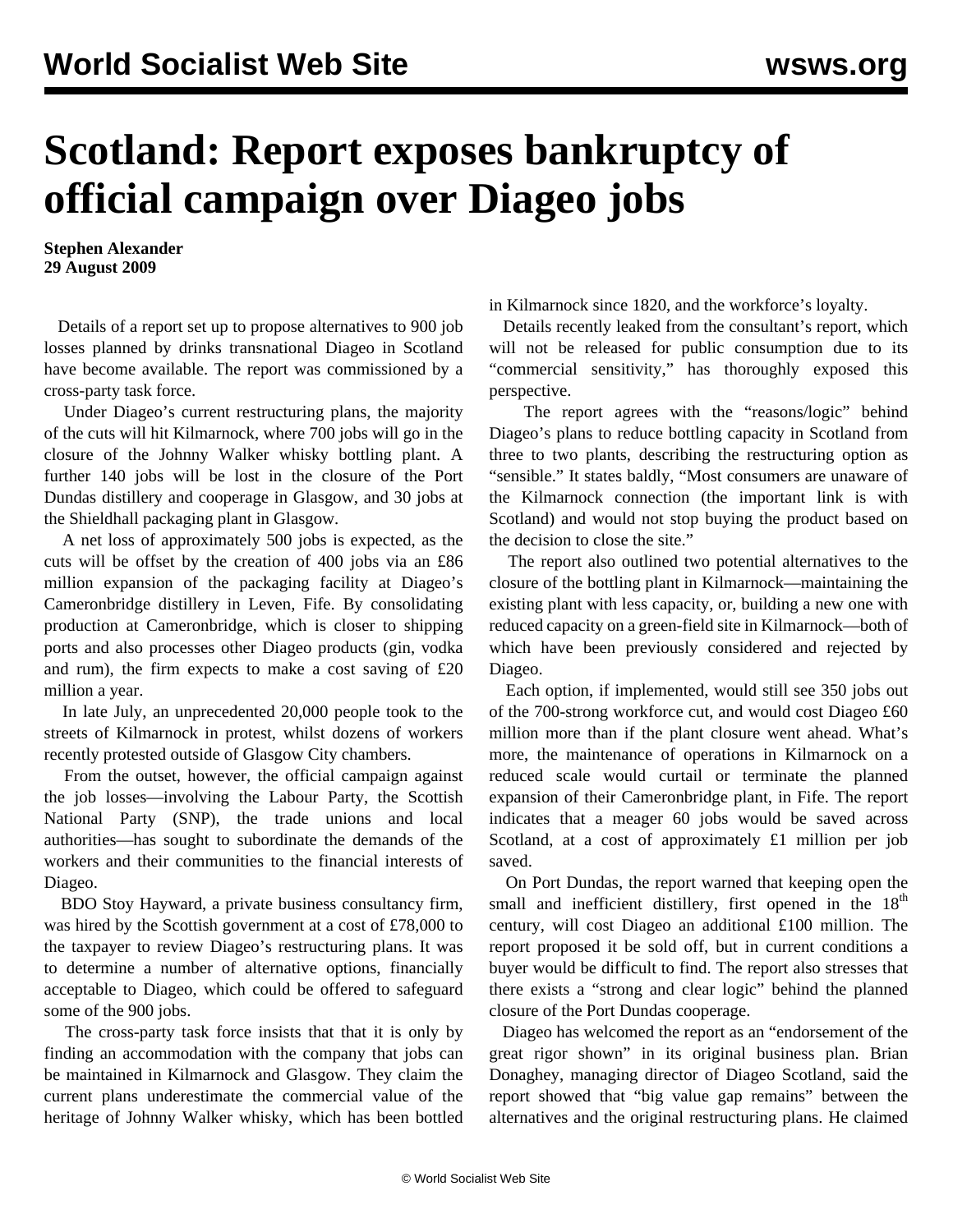# Scotland: Report exposes bankruptcy of official campaign over Diageo jobs

**Stephen Alexander**
**29 August 2009**

Details of a report set up to propose alternatives to 900 job losses planned by drinks transnational Diageo in Scotland have become available. The report was commissioned by a cross-party task force.

Under Diageo's current restructuring plans, the majority of the cuts will hit Kilmarnock, where 700 jobs will go in the closure of the Johnny Walker whisky bottling plant. A further 140 jobs will be lost in the closure of the Port Dundas distillery and cooperage in Glasgow, and 30 jobs at the Shieldhall packaging plant in Glasgow.

A net loss of approximately 500 jobs is expected, as the cuts will be offset by the creation of 400 jobs via an £86 million expansion of the packaging facility at Diageo's Cameronbridge distillery in Leven, Fife. By consolidating production at Cameronbridge, which is closer to shipping ports and also processes other Diageo products (gin, vodka and rum), the firm expects to make a cost saving of £20 million a year.

In late July, an unprecedented 20,000 people took to the streets of Kilmarnock in protest, whilst dozens of workers recently protested outside of Glasgow City chambers.

From the outset, however, the official campaign against the job losses—involving the Labour Party, the Scottish National Party (SNP), the trade unions and local authorities—has sought to subordinate the demands of the workers and their communities to the financial interests of Diageo.

BDO Stoy Hayward, a private business consultancy firm, was hired by the Scottish government at a cost of £78,000 to the taxpayer to review Diageo's restructuring plans. It was to determine a number of alternative options, financially acceptable to Diageo, which could be offered to safeguard some of the 900 jobs.

The cross-party task force insists that that it is only by finding an accommodation with the company that jobs can be maintained in Kilmarnock and Glasgow. They claim the current plans underestimate the commercial value of the heritage of Johnny Walker whisky, which has been bottled in Kilmarnock since 1820, and the workforce's loyalty.

Details recently leaked from the consultant's report, which will not be released for public consumption due to its "commercial sensitivity," has thoroughly exposed this perspective.

The report agrees with the "reasons/logic" behind Diageo's plans to reduce bottling capacity in Scotland from three to two plants, describing the restructuring option as "sensible." It states baldly, "Most consumers are unaware of the Kilmarnock connection (the important link is with Scotland) and would not stop buying the product based on the decision to close the site."

The report also outlined two potential alternatives to the closure of the bottling plant in Kilmarnock—maintaining the existing plant with less capacity, or, building a new one with reduced capacity on a green-field site in Kilmarnock—both of which have been previously considered and rejected by Diageo.

Each option, if implemented, would still see 350 jobs out of the 700-strong workforce cut, and would cost Diageo £60 million more than if the plant closure went ahead. What's more, the maintenance of operations in Kilmarnock on a reduced scale would curtail or terminate the planned expansion of their Cameronbridge plant, in Fife. The report indicates that a meager 60 jobs would be saved across Scotland, at a cost of approximately £1 million per job saved.

On Port Dundas, the report warned that keeping open the small and inefficient distillery, first opened in the 18th century, will cost Diageo an additional £100 million. The report proposed it be sold off, but in current conditions a buyer would be difficult to find. The report also stresses that there exists a "strong and clear logic" behind the planned closure of the Port Dundas cooperage.

Diageo has welcomed the report as an "endorsement of the great rigor shown" in its original business plan. Brian Donaghey, managing director of Diageo Scotland, said the report showed that "big value gap remains" between the alternatives and the original restructuring plans. He claimed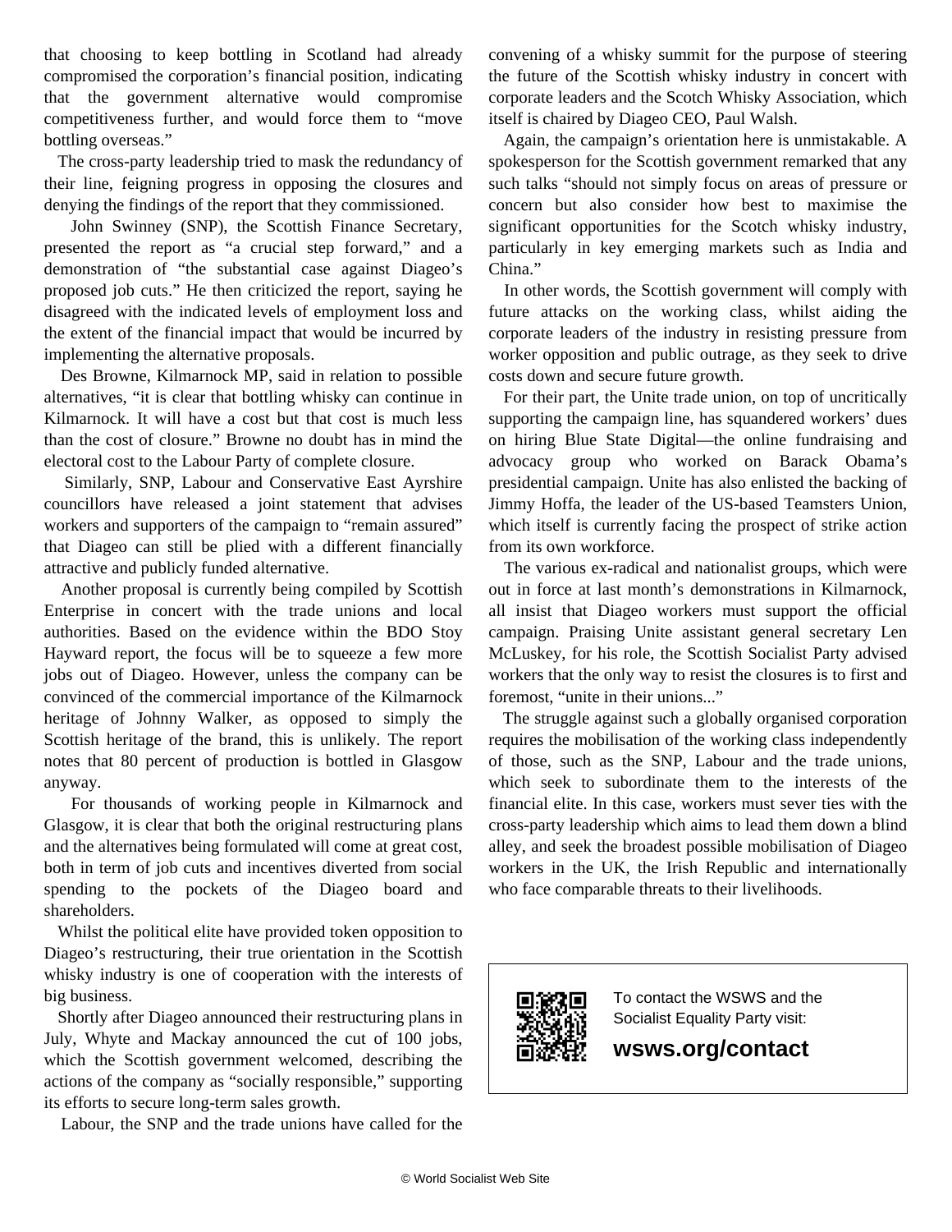that choosing to keep bottling in Scotland had already compromised the corporation's financial position, indicating that the government alternative would compromise competitiveness further, and would force them to "move bottling overseas."

The cross-party leadership tried to mask the redundancy of their line, feigning progress in opposing the closures and denying the findings of the report that they commissioned.

John Swinney (SNP), the Scottish Finance Secretary, presented the report as "a crucial step forward," and a demonstration of "the substantial case against Diageo's proposed job cuts." He then criticized the report, saying he disagreed with the indicated levels of employment loss and the extent of the financial impact that would be incurred by implementing the alternative proposals.

Des Browne, Kilmarnock MP, said in relation to possible alternatives, "it is clear that bottling whisky can continue in Kilmarnock. It will have a cost but that cost is much less than the cost of closure." Browne no doubt has in mind the electoral cost to the Labour Party of complete closure.

Similarly, SNP, Labour and Conservative East Ayrshire councillors have released a joint statement that advises workers and supporters of the campaign to "remain assured" that Diageo can still be plied with a different financially attractive and publicly funded alternative.

Another proposal is currently being compiled by Scottish Enterprise in concert with the trade unions and local authorities. Based on the evidence within the BDO Stoy Hayward report, the focus will be to squeeze a few more jobs out of Diageo. However, unless the company can be convinced of the commercial importance of the Kilmarnock heritage of Johnny Walker, as opposed to simply the Scottish heritage of the brand, this is unlikely. The report notes that 80 percent of production is bottled in Glasgow anyway.

For thousands of working people in Kilmarnock and Glasgow, it is clear that both the original restructuring plans and the alternatives being formulated will come at great cost, both in term of job cuts and incentives diverted from social spending to the pockets of the Diageo board and shareholders.

Whilst the political elite have provided token opposition to Diageo's restructuring, their true orientation in the Scottish whisky industry is one of cooperation with the interests of big business.

Shortly after Diageo announced their restructuring plans in July, Whyte and Mackay announced the cut of 100 jobs, which the Scottish government welcomed, describing the actions of the company as "socially responsible," supporting its efforts to secure long-term sales growth.

Labour, the SNP and the trade unions have called for the convening of a whisky summit for the purpose of steering the future of the Scottish whisky industry in concert with corporate leaders and the Scotch Whisky Association, which itself is chaired by Diageo CEO, Paul Walsh.

Again, the campaign's orientation here is unmistakable. A spokesperson for the Scottish government remarked that any such talks "should not simply focus on areas of pressure or concern but also consider how best to maximise the significant opportunities for the Scotch whisky industry, particularly in key emerging markets such as India and China."

In other words, the Scottish government will comply with future attacks on the working class, whilst aiding the corporate leaders of the industry in resisting pressure from worker opposition and public outrage, as they seek to drive costs down and secure future growth.

For their part, the Unite trade union, on top of uncritically supporting the campaign line, has squandered workers' dues on hiring Blue State Digital—the online fundraising and advocacy group who worked on Barack Obama's presidential campaign. Unite has also enlisted the backing of Jimmy Hoffa, the leader of the US-based Teamsters Union, which itself is currently facing the prospect of strike action from its own workforce.

The various ex-radical and nationalist groups, which were out in force at last month's demonstrations in Kilmarnock, all insist that Diageo workers must support the official campaign. Praising Unite assistant general secretary Len McLuskey, for his role, the Scottish Socialist Party advised workers that the only way to resist the closures is to first and foremost, "unite in their unions..."

The struggle against such a globally organised corporation requires the mobilisation of the working class independently of those, such as the SNP, Labour and the trade unions, which seek to subordinate them to the interests of the financial elite. In this case, workers must sever ties with the cross-party leadership which aims to lead them down a blind alley, and seek the broadest possible mobilisation of Diageo workers in the UK, the Irish Republic and internationally who face comparable threats to their livelihoods.

To contact the WSWS and the Socialist Equality Party visit:

**wsws.org/contact**